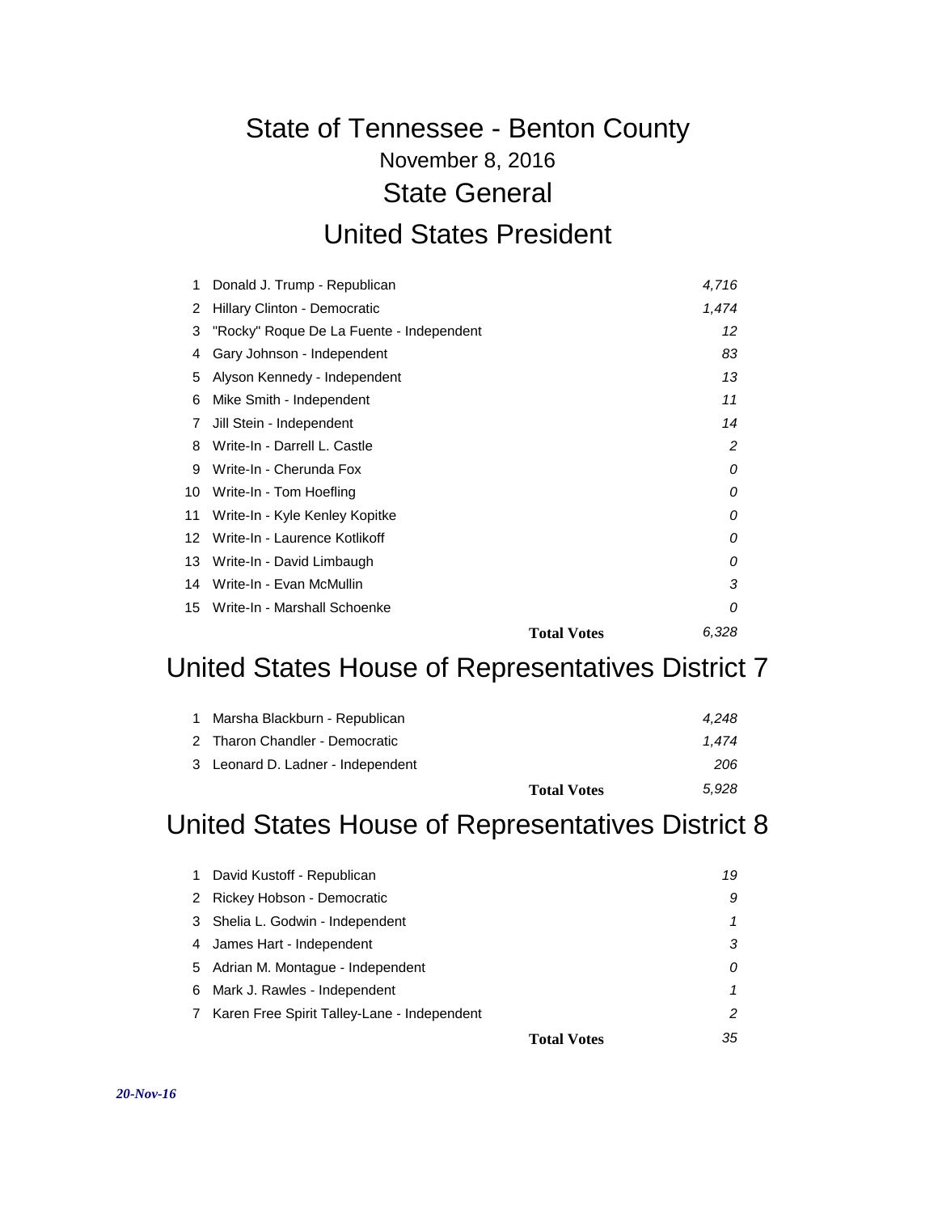# State of Tennessee - Benton County

November 8, 2016

## State General

## United States President

| # | Candidate | | Votes |
|---|---|---|---|
| 1 | Donald J. Trump - Republican | | *4,716* |
| 2 | Hillary Clinton - Democratic | | *1,474* |
| 3 | "Rocky" Roque De La Fuente - Independent | | *12* |
| 4 | Gary Johnson - Independent | | *83* |
| 5 | Alyson Kennedy - Independent | | *13* |
| 6 | Mike Smith - Independent | | *11* |
| 7 | Jill Stein - Independent | | *14* |
| 8 | Write-In - Darrell L. Castle | | *2* |
| 9 | Write-In - Cherunda Fox | | *0* |
| 10 | Write-In - Tom Hoefling | | *0* |
| 11 | Write-In - Kyle Kenley Kopitke | | *0* |
| 12 | Write-In - Laurence Kotlikoff | | *0* |
| 13 | Write-In - David Limbaugh | | *0* |
| 14 | Write-In - Evan McMullin | | *3* |
| 15 | Write-In - Marshall Schoenke | | *0* |
| | | **Total Votes** | *6,328* |

## United States House of Representatives District 7

| # | Candidate | | Votes |
|---|---|---|---|
| 1 | Marsha Blackburn - Republican | | *4,248* |
| 2 | Tharon Chandler - Democratic | | *1,474* |
| 3 | Leonard D. Ladner - Independent | | *206* |
| | | **Total Votes** | *5,928* |

## United States House of Representatives District 8

| # | Candidate | | Votes |
|---|---|---|---|
| 1 | David Kustoff - Republican | | *19* |
| 2 | Rickey Hobson - Democratic | | *9* |
| 3 | Shelia L. Godwin - Independent | | *1* |
| 4 | James Hart - Independent | | *3* |
| 5 | Adrian M. Montague - Independent | | *0* |
| 6 | Mark J. Rawles - Independent | | *1* |
| 7 | Karen Free Spirit Talley-Lane - Independent | | *2* |
| | | **Total Votes** | *35* |

***20-Nov-16***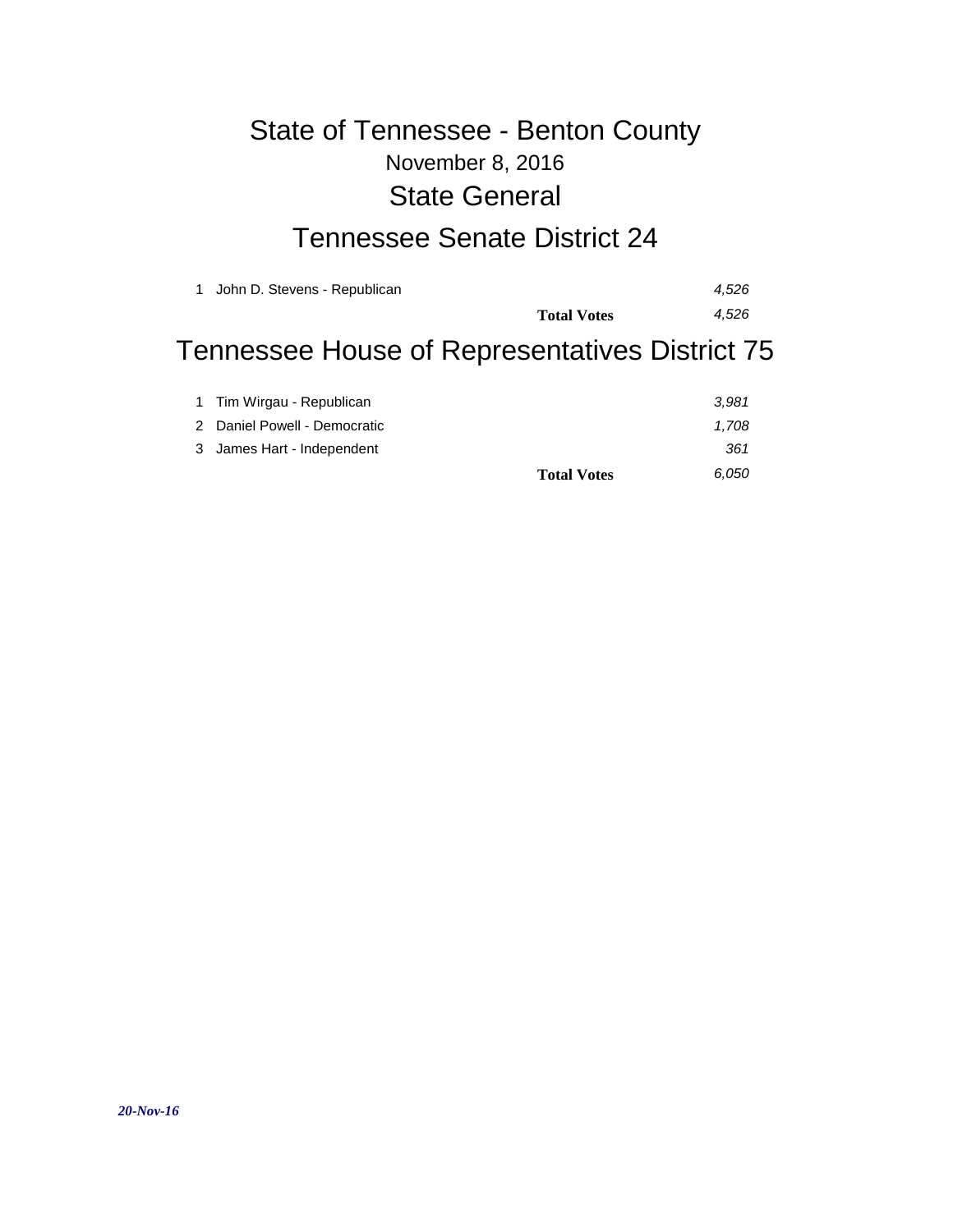# State of Tennessee - Benton County

November 8, 2016

## State General

## Tennessee Senate District 24

| # | Candidate | | Votes |
|---|---|---|---|
| 1 | John D. Stevens - Republican | | *4,526* |
| | | **Total Votes** | *4,526* |

## Tennessee House of Representatives District 75

| # | Candidate | | Votes |
|---|---|---|---|
| 1 | Tim Wirgau - Republican | | *3,981* |
| 2 | Daniel Powell - Democratic | | *1,708* |
| 3 | James Hart - Independent | | *361* |
| | | **Total Votes** | *6,050* |

***20-Nov-16***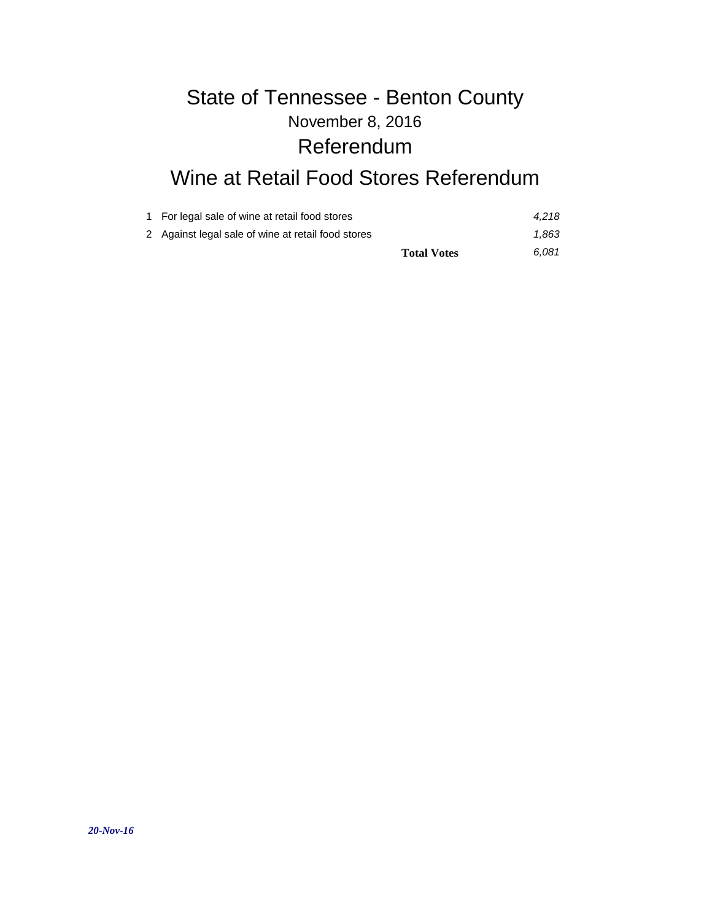# State of Tennessee - Benton County

November 8, 2016

## Referendum

## Wine at Retail Food Stores Referendum

| | | |
|---|---|---|
| 1 | For legal sale of wine at retail food stores | *4,218* |
| 2 | Against legal sale of wine at retail food stores | *1,863* |
| | **Total Votes** | *6,081* |

*20-Nov-16*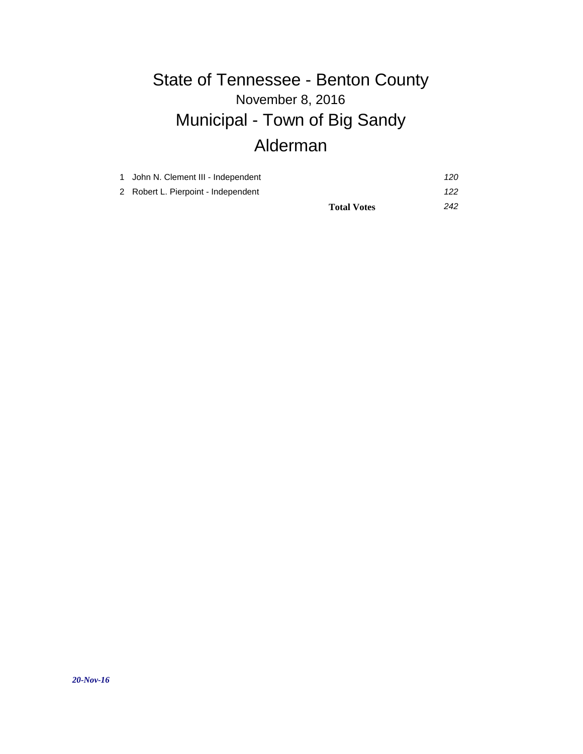# State of Tennessee - Benton County

## November 8, 2016

# Municipal - Town of Big Sandy

# Alderman

| # | Candidate | Votes |
|---|---|---|
| 1 | John N. Clement III - Independent | *120* |
| 2 | Robert L. Pierpoint - Independent | *122* |
| | **Total Votes** | *242* |

***20-Nov-16***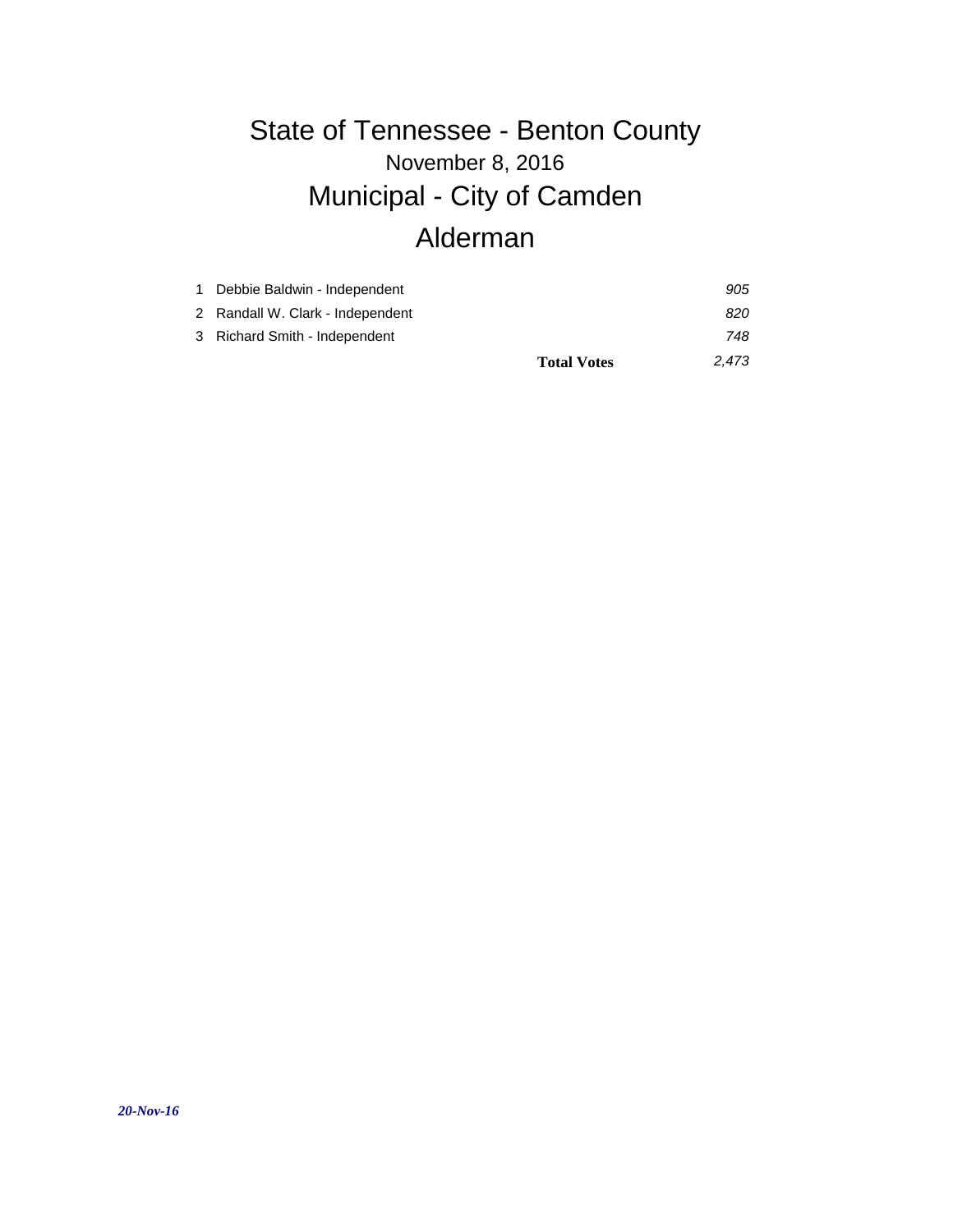# State of Tennessee - Benton County

## November 8, 2016

# Municipal - City of Camden

# Alderman

| | | |
|---|---|---|
| 1 | Debbie Baldwin - Independent | *905* |
| 2 | Randall W. Clark - Independent | *820* |
| 3 | Richard Smith - Independent | *748* |
| | **Total Votes** | *2,473* |

***20-Nov-16***